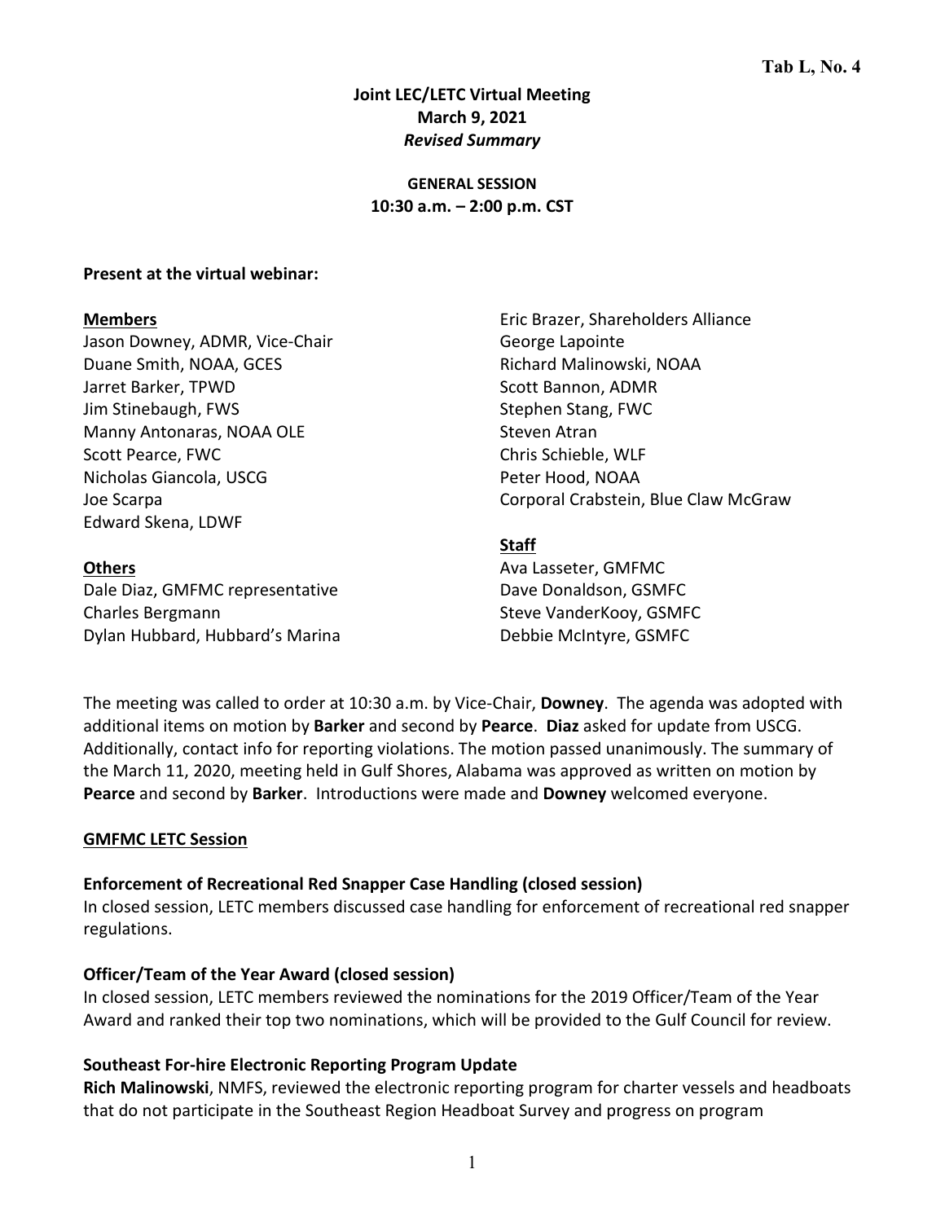Tab L, No. 4

# Joint LEC/LETC Virtual Meeting
**March 9, 2021**
***Revised Summary***

**GENERAL SESSION**
**10:30 a.m. – 2:00 p.m. CST**

**Present at the virtual webinar:**

**Members**
Jason Downey, ADMR, Vice-Chair
Duane Smith, NOAA, GCES
Jarret Barker, TPWD
Jim Stinebaugh, FWS
Manny Antonaras, NOAA OLE
Scott Pearce, FWC
Nicholas Giancola, USCG
Joe Scarpa
Edward Skena, LDWF

**Others**
Dale Diaz, GMFMC representative
Charles Bergmann
Dylan Hubbard, Hubbard's Marina
Eric Brazer, Shareholders Alliance
George Lapointe
Richard Malinowski, NOAA
Scott Bannon, ADMR
Stephen Stang, FWC
Steven Atran
Chris Schieble, WLF
Peter Hood, NOAA
Corporal Crabstein, Blue Claw McGraw

**Staff**
Ava Lasseter, GMFMC
Dave Donaldson, GSMFC
Steve VanderKooy, GSMFC
Debbie McIntyre, GSMFC

The meeting was called to order at 10:30 a.m. by Vice-Chair, **Downey**. The agenda was adopted with additional items on motion by **Barker** and second by **Pearce**. **Diaz** asked for update from USCG. Additionally, contact info for reporting violations. The motion passed unanimously. The summary of the March 11, 2020, meeting held in Gulf Shores, Alabama was approved as written on motion by **Pearce** and second by **Barker**. Introductions were made and **Downey** welcomed everyone.

## GMFMC LETC Session

### Enforcement of Recreational Red Snapper Case Handling (closed session)

In closed session, LETC members discussed case handling for enforcement of recreational red snapper regulations.

### Officer/Team of the Year Award (closed session)

In closed session, LETC members reviewed the nominations for the 2019 Officer/Team of the Year Award and ranked their top two nominations, which will be provided to the Gulf Council for review.

### Southeast For-hire Electronic Reporting Program Update

**Rich Malinowski**, NMFS, reviewed the electronic reporting program for charter vessels and headboats that do not participate in the Southeast Region Headboat Survey and progress on program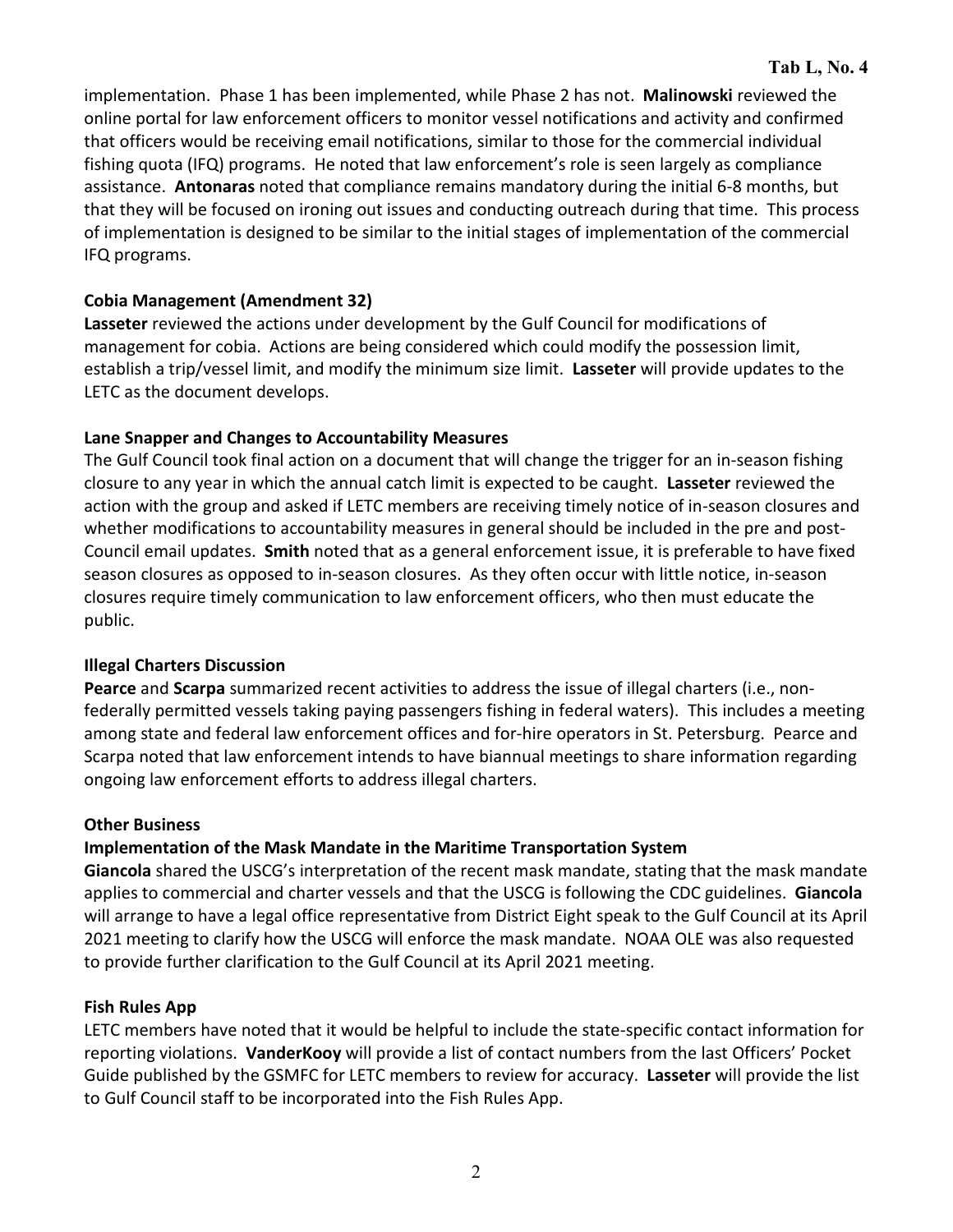implementation. Phase 1 has been implemented, while Phase 2 has not. **Malinowski** reviewed the online portal for law enforcement officers to monitor vessel notifications and activity and confirmed that officers would be receiving email notifications, similar to those for the commercial individual fishing quota (IFQ) programs. He noted that law enforcement's role is seen largely as compliance assistance. **Antonaras** noted that compliance remains mandatory during the initial 6-8 months, but that they will be focused on ironing out issues and conducting outreach during that time. This process of implementation is designed to be similar to the initial stages of implementation of the commercial IFQ programs.

**Cobia Management (Amendment 32)**

**Lasseter** reviewed the actions under development by the Gulf Council for modifications of management for cobia. Actions are being considered which could modify the possession limit, establish a trip/vessel limit, and modify the minimum size limit. **Lasseter** will provide updates to the LETC as the document develops.

**Lane Snapper and Changes to Accountability Measures**

The Gulf Council took final action on a document that will change the trigger for an in-season fishing closure to any year in which the annual catch limit is expected to be caught. **Lasseter** reviewed the action with the group and asked if LETC members are receiving timely notice of in-season closures and whether modifications to accountability measures in general should be included in the pre and post-Council email updates. **Smith** noted that as a general enforcement issue, it is preferable to have fixed season closures as opposed to in-season closures. As they often occur with little notice, in-season closures require timely communication to law enforcement officers, who then must educate the public.

**Illegal Charters Discussion**

**Pearce** and **Scarpa** summarized recent activities to address the issue of illegal charters (i.e., non-federally permitted vessels taking paying passengers fishing in federal waters). This includes a meeting among state and federal law enforcement offices and for-hire operators in St. Petersburg. Pearce and Scarpa noted that law enforcement intends to have biannual meetings to share information regarding ongoing law enforcement efforts to address illegal charters.

**Other Business**

**Implementation of the Mask Mandate in the Maritime Transportation System**

**Giancola** shared the USCG's interpretation of the recent mask mandate, stating that the mask mandate applies to commercial and charter vessels and that the USCG is following the CDC guidelines. **Giancola** will arrange to have a legal office representative from District Eight speak to the Gulf Council at its April 2021 meeting to clarify how the USCG will enforce the mask mandate. NOAA OLE was also requested to provide further clarification to the Gulf Council at its April 2021 meeting.

**Fish Rules App**

LETC members have noted that it would be helpful to include the state-specific contact information for reporting violations. **VanderKooy** will provide a list of contact numbers from the last Officers' Pocket Guide published by the GSMFC for LETC members to review for accuracy. **Lasseter** will provide the list to Gulf Council staff to be incorporated into the Fish Rules App.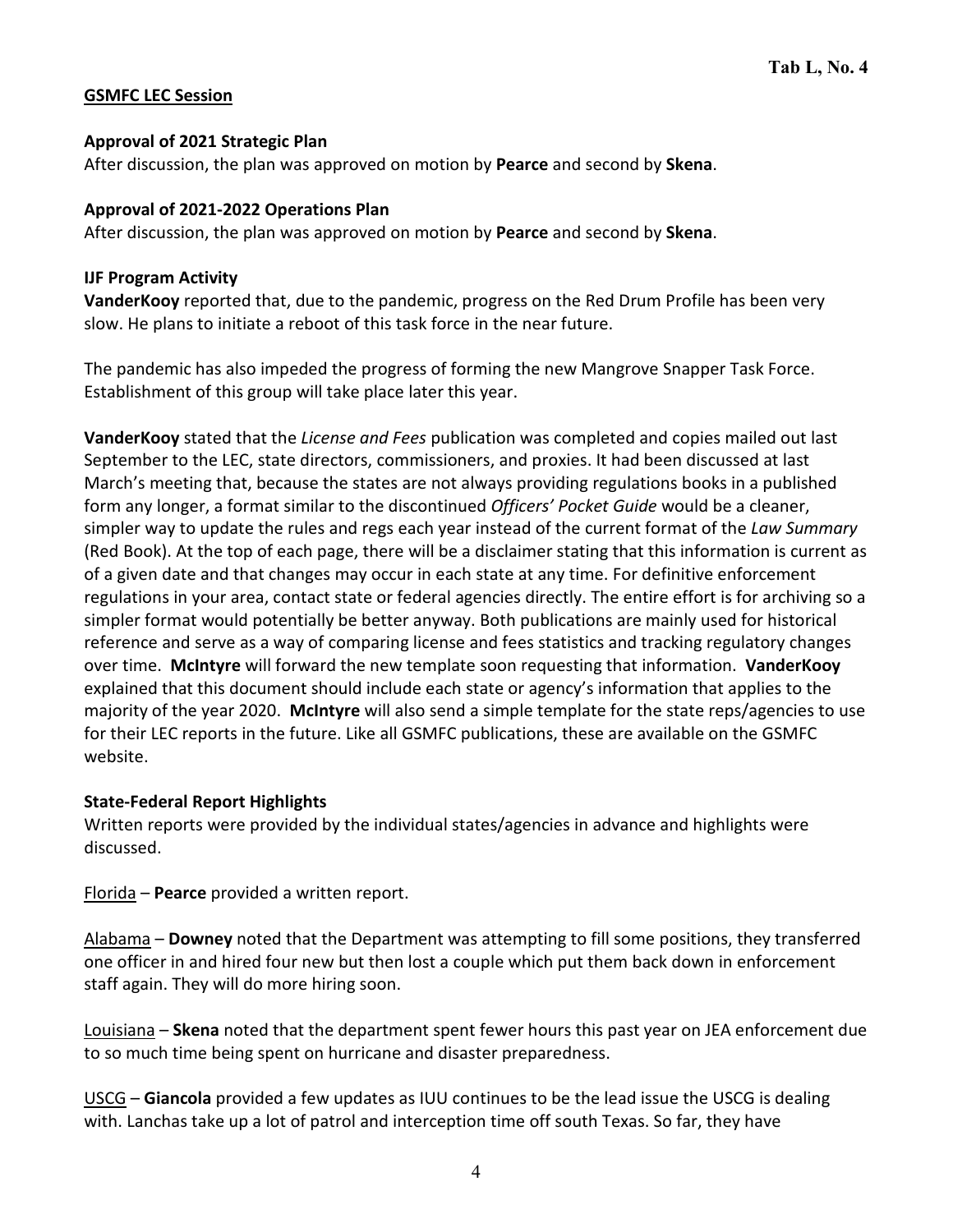**Tab L, No. 4**

## GSMFC LEC Session

**Approval of 2021 Strategic Plan**

After discussion, the plan was approved on motion by **Pearce** and second by **Skena**.

**Approval of 2021-2022 Operations Plan**

After discussion, the plan was approved on motion by **Pearce** and second by **Skena**.

**IJF Program Activity**

**VanderKooy** reported that, due to the pandemic, progress on the Red Drum Profile has been very slow. He plans to initiate a reboot of this task force in the near future.

The pandemic has also impeded the progress of forming the new Mangrove Snapper Task Force. Establishment of this group will take place later this year.

**VanderKooy** stated that the *License and Fees* publication was completed and copies mailed out last September to the LEC, state directors, commissioners, and proxies. It had been discussed at last March's meeting that, because the states are not always providing regulations books in a published form any longer, a format similar to the discontinued *Officers' Pocket Guide* would be a cleaner, simpler way to update the rules and regs each year instead of the current format of the *Law Summary* (Red Book). At the top of each page, there will be a disclaimer stating that this information is current as of a given date and that changes may occur in each state at any time. For definitive enforcement regulations in your area, contact state or federal agencies directly. The entire effort is for archiving so a simpler format would potentially be better anyway. Both publications are mainly used for historical reference and serve as a way of comparing license and fees statistics and tracking regulatory changes over time. **McIntyre** will forward the new template soon requesting that information. **VanderKooy** explained that this document should include each state or agency's information that applies to the majority of the year 2020. **McIntyre** will also send a simple template for the state reps/agencies to use for their LEC reports in the future. Like all GSMFC publications, these are available on the GSMFC website.

**State-Federal Report Highlights**

Written reports were provided by the individual states/agencies in advance and highlights were discussed.

Florida – **Pearce** provided a written report.

Alabama – **Downey** noted that the Department was attempting to fill some positions, they transferred one officer in and hired four new but then lost a couple which put them back down in enforcement staff again. They will do more hiring soon.

Louisiana – **Skena** noted that the department spent fewer hours this past year on JEA enforcement due to so much time being spent on hurricane and disaster preparedness.

USCG – **Giancola** provided a few updates as IUU continues to be the lead issue the USCG is dealing with. Lanchas take up a lot of patrol and interception time off south Texas. So far, they have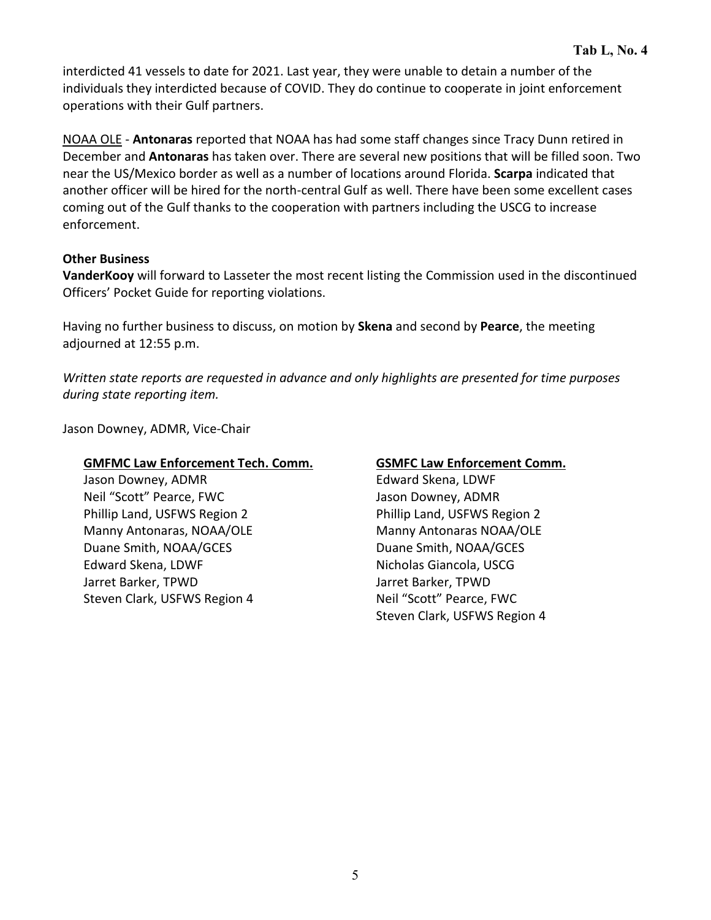interdicted 41 vessels to date for 2021. Last year, they were unable to detain a number of the individuals they interdicted because of COVID. They do continue to cooperate in joint enforcement operations with their Gulf partners.

NOAA OLE - **Antonaras** reported that NOAA has had some staff changes since Tracy Dunn retired in December and **Antonaras** has taken over. There are several new positions that will be filled soon. Two near the US/Mexico border as well as a number of locations around Florida. **Scarpa** indicated that another officer will be hired for the north-central Gulf as well. There have been some excellent cases coming out of the Gulf thanks to the cooperation with partners including the USCG to increase enforcement.

**Other Business**

**VanderKooy** will forward to Lasseter the most recent listing the Commission used in the discontinued Officers' Pocket Guide for reporting violations.

Having no further business to discuss, on motion by **Skena** and second by **Pearce**, the meeting adjourned at 12:55 p.m.

*Written state reports are requested in advance and only highlights are presented for time purposes during state reporting item.*

Jason Downey, ADMR, Vice-Chair

**GMFMC Law Enforcement Tech. Comm.**

Jason Downey, ADMR
Neil "Scott" Pearce, FWC
Phillip Land, USFWS Region 2
Manny Antonaras, NOAA/OLE
Duane Smith, NOAA/GCES
Edward Skena, LDWF
Jarret Barker, TPWD
Steven Clark, USFWS Region 4

**GSMFC Law Enforcement Comm.**

Edward Skena, LDWF
Jason Downey, ADMR
Phillip Land, USFWS Region 2
Manny Antonaras NOAA/OLE
Duane Smith, NOAA/GCES
Nicholas Giancola, USCG
Jarret Barker, TPWD
Neil "Scott" Pearce, FWC
Steven Clark, USFWS Region 4